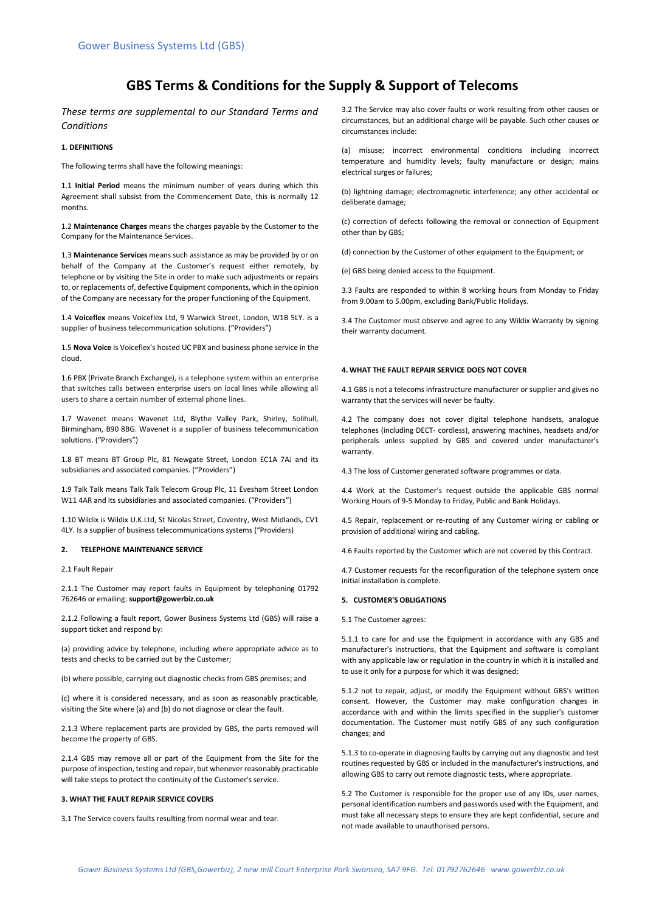Gower Business Systems Ltd (GBS)

# GBS Terms & Conditions for the Supply & Support of Telecoms

*These terms are supplemental to our Standard Terms and Conditions*

**1. DEFINITIONS**

The following terms shall have the following meanings:

1.1 **Initial Period** means the minimum number of years during which this Agreement shall subsist from the Commencement Date, this is normally 12 months.

1.2 **Maintenance Charges** means the charges payable by the Customer to the Company for the Maintenance Services.

1.3 **Maintenance Services** means such assistance as may be provided by or on behalf of the Company at the Customer's request either remotely, by telephone or by visiting the Site in order to make such adjustments or repairs to, or replacements of, defective Equipment components, which in the opinion of the Company are necessary for the proper functioning of the Equipment.

1.4 **Voiceflex** means Voiceflex Ltd, 9 Warwick Street, London, W1B 5LY. is a supplier of business telecommunication solutions. ("Providers")

1.5 **Nova Voice** is Voiceflex's hosted UC PBX and business phone service in the cloud.

1.6 PBX (Private Branch Exchange), is a telephone system within an enterprise that switches calls between enterprise users on local lines while allowing all users to share a certain number of external phone lines.

1.7 Wavenet means Wavenet Ltd, Blythe Valley Park, Shirley, Solihull, Birmingham, B90 8BG. Wavenet is a supplier of business telecommunication solutions. ("Providers")

1.8 BT means BT Group Plc, 81 Newgate Street, London EC1A 7AJ and its subsidiaries and associated companies. ("Providers")

1.9 Talk Talk means Talk Talk Telecom Group Plc, 11 Evesham Street London W11 4AR and its subsidiaries and associated companies. ("Providers")

1.10 Wildix is Wildix U.K.Ltd, St Nicolas Street, Coventry, West Midlands, CV1 4LY. Is a supplier of business telecommunications systems ("Providers)

**2. TELEPHONE MAINTENANCE SERVICE**

2.1 Fault Repair

2.1.1 The Customer may report faults in Equipment by telephoning 01792 762646 or emailing: **support@gowerbiz.co.uk**

2.1.2 Following a fault report, Gower Business Systems Ltd (GBS) will raise a support ticket and respond by:

(a) providing advice by telephone, including where appropriate advice as to tests and checks to be carried out by the Customer;

(b) where possible, carrying out diagnostic checks from GBS premises; and

(c) where it is considered necessary, and as soon as reasonably practicable, visiting the Site where (a) and (b) do not diagnose or clear the fault.

2.1.3 Where replacement parts are provided by GBS, the parts removed will become the property of GBS.

2.1.4 GBS may remove all or part of the Equipment from the Site for the purpose of inspection, testing and repair, but whenever reasonably practicable will take steps to protect the continuity of the Customer's service.

**3. WHAT THE FAULT REPAIR SERVICE COVERS**

3.1 The Service covers faults resulting from normal wear and tear.

3.2 The Service may also cover faults or work resulting from other causes or circumstances, but an additional charge will be payable. Such other causes or circumstances include:

(a) misuse; incorrect environmental conditions including incorrect temperature and humidity levels; faulty manufacture or design; mains electrical surges or failures;

(b) lightning damage; electromagnetic interference; any other accidental or deliberate damage;

(c) correction of defects following the removal or connection of Equipment other than by GBS;

(d) connection by the Customer of other equipment to the Equipment; or

(e) GBS being denied access to the Equipment.

3.3 Faults are responded to within 8 working hours from Monday to Friday from 9.00am to 5.00pm, excluding Bank/Public Holidays.

3.4 The Customer must observe and agree to any Wildix Warranty by signing their warranty document.

**4. WHAT THE FAULT REPAIR SERVICE DOES NOT COVER**

4.1 GBS is not a telecoms infrastructure manufacturer or supplier and gives no warranty that the services will never be faulty.

4.2 The company does not cover digital telephone handsets, analogue telephones (including DECT- cordless), answering machines, headsets and/or peripherals unless supplied by GBS and covered under manufacturer's warranty.

4.3 The loss of Customer generated software programmes or data.

4.4 Work at the Customer's request outside the applicable GBS normal Working Hours of 9-5 Monday to Friday, Public and Bank Holidays.

4.5 Repair, replacement or re-routing of any Customer wiring or cabling or provision of additional wiring and cabling.

4.6 Faults reported by the Customer which are not covered by this Contract.

4.7 Customer requests for the reconfiguration of the telephone system once initial installation is complete.

**5. CUSTOMER'S OBLIGATIONS**

5.1 The Customer agrees:

5.1.1 to care for and use the Equipment in accordance with any GBS and manufacturer's instructions, that the Equipment and software is compliant with any applicable law or regulation in the country in which it is installed and to use it only for a purpose for which it was designed;

5.1.2 not to repair, adjust, or modify the Equipment without GBS's written consent. However, the Customer may make configuration changes in accordance with and within the limits specified in the supplier's customer documentation. The Customer must notify GBS of any such configuration changes; and

5.1.3 to co-operate in diagnosing faults by carrying out any diagnostic and test routines requested by GBS or included in the manufacturer's instructions, and allowing GBS to carry out remote diagnostic tests, where appropriate.

5.2 The Customer is responsible for the proper use of any IDs, user names, personal identification numbers and passwords used with the Equipment, and must take all necessary steps to ensure they are kept confidential, secure and not made available to unauthorised persons.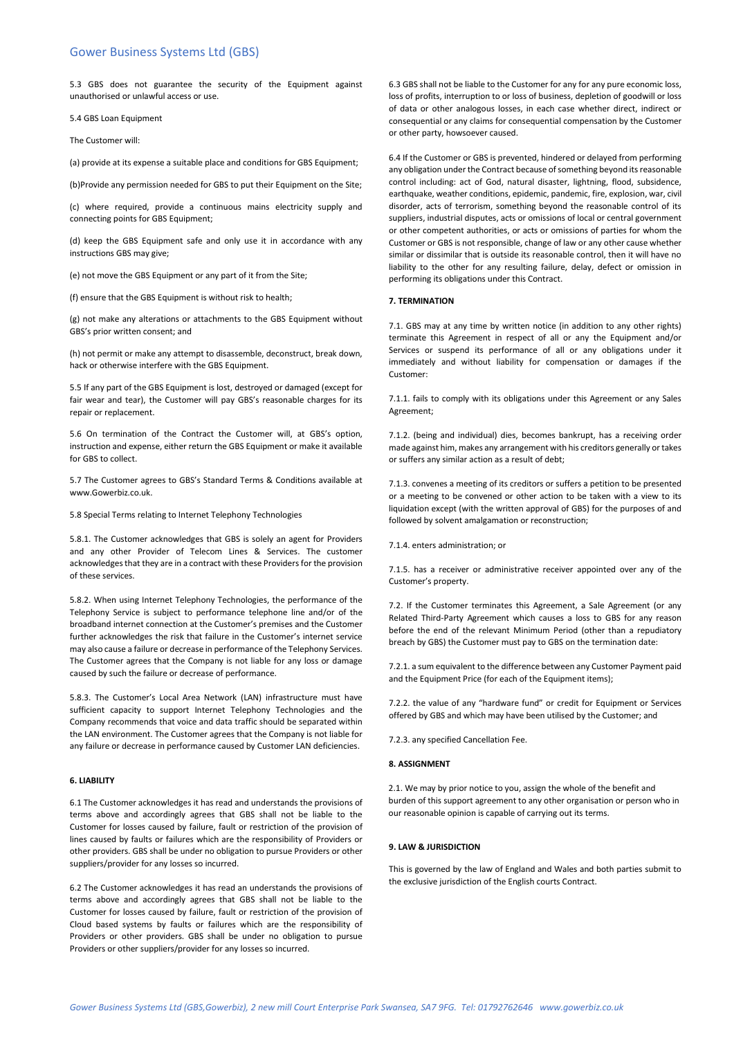5.3 GBS does not guarantee the security of the Equipment against unauthorised or unlawful access or use.

5.4 GBS Loan Equipment

The Customer will:

(a) provide at its expense a suitable place and conditions for GBS Equipment;

(b)Provide any permission needed for GBS to put their Equipment on the Site;

(c) where required, provide a continuous mains electricity supply and connecting points for GBS Equipment;

(d) keep the GBS Equipment safe and only use it in accordance with any instructions GBS may give;

(e) not move the GBS Equipment or any part of it from the Site;

(f) ensure that the GBS Equipment is without risk to health;

(g) not make any alterations or attachments to the GBS Equipment without GBS's prior written consent; and

(h) not permit or make any attempt to disassemble, deconstruct, break down, hack or otherwise interfere with the GBS Equipment.

5.5 If any part of the GBS Equipment is lost, destroyed or damaged (except for fair wear and tear), the Customer will pay GBS's reasonable charges for its repair or replacement.

5.6 On termination of the Contract the Customer will, at GBS's option, instruction and expense, either return the GBS Equipment or make it available for GBS to collect.

5.7 The Customer agrees to GBS's Standard Terms & Conditions available at www.Gowerbiz.co.uk.

5.8 Special Terms relating to Internet Telephony Technologies

5.8.1. The Customer acknowledges that GBS is solely an agent for Providers and any other Provider of Telecom Lines & Services. The customer acknowledges that they are in a contract with these Providers for the provision of these services.

5.8.2. When using Internet Telephony Technologies, the performance of the Telephony Service is subject to performance telephone line and/or of the broadband internet connection at the Customer's premises and the Customer further acknowledges the risk that failure in the Customer's internet service may also cause a failure or decrease in performance of the Telephony Services. The Customer agrees that the Company is not liable for any loss or damage caused by such the failure or decrease of performance.

5.8.3. The Customer's Local Area Network (LAN) infrastructure must have sufficient capacity to support Internet Telephony Technologies and the Company recommends that voice and data traffic should be separated within the LAN environment. The Customer agrees that the Company is not liable for any failure or decrease in performance caused by Customer LAN deficiencies.

**6. LIABILITY**

6.1 The Customer acknowledges it has read and understands the provisions of terms above and accordingly agrees that GBS shall not be liable to the Customer for losses caused by failure, fault or restriction of the provision of lines caused by faults or failures which are the responsibility of Providers or other providers. GBS shall be under no obligation to pursue Providers or other suppliers/provider for any losses so incurred.

6.2 The Customer acknowledges it has read an understands the provisions of terms above and accordingly agrees that GBS shall not be liable to the Customer for losses caused by failure, fault or restriction of the provision of Cloud based systems by faults or failures which are the responsibility of Providers or other providers. GBS shall be under no obligation to pursue Providers or other suppliers/provider for any losses so incurred.

6.3 GBS shall not be liable to the Customer for any for any pure economic loss, loss of profits, interruption to or loss of business, depletion of goodwill or loss of data or other analogous losses, in each case whether direct, indirect or consequential or any claims for consequential compensation by the Customer or other party, howsoever caused.

6.4 If the Customer or GBS is prevented, hindered or delayed from performing any obligation under the Contract because of something beyond its reasonable control including: act of God, natural disaster, lightning, flood, subsidence, earthquake, weather conditions, epidemic, pandemic, fire, explosion, war, civil disorder, acts of terrorism, something beyond the reasonable control of its suppliers, industrial disputes, acts or omissions of local or central government or other competent authorities, or acts or omissions of parties for whom the Customer or GBS is not responsible, change of law or any other cause whether similar or dissimilar that is outside its reasonable control, then it will have no liability to the other for any resulting failure, delay, defect or omission in performing its obligations under this Contract.

**7. TERMINATION**

7.1. GBS may at any time by written notice (in addition to any other rights) terminate this Agreement in respect of all or any the Equipment and/or Services or suspend its performance of all or any obligations under it immediately and without liability for compensation or damages if the Customer:

7.1.1. fails to comply with its obligations under this Agreement or any Sales Agreement;

7.1.2. (being and individual) dies, becomes bankrupt, has a receiving order made against him, makes any arrangement with his creditors generally or takes or suffers any similar action as a result of debt;

7.1.3. convenes a meeting of its creditors or suffers a petition to be presented or a meeting to be convened or other action to be taken with a view to its liquidation except (with the written approval of GBS) for the purposes of and followed by solvent amalgamation or reconstruction;

7.1.4. enters administration; or

7.1.5. has a receiver or administrative receiver appointed over any of the Customer's property.

7.2. If the Customer terminates this Agreement, a Sale Agreement (or any Related Third-Party Agreement which causes a loss to GBS for any reason before the end of the relevant Minimum Period (other than a repudiatory breach by GBS) the Customer must pay to GBS on the termination date:

7.2.1. a sum equivalent to the difference between any Customer Payment paid and the Equipment Price (for each of the Equipment items);

7.2.2. the value of any "hardware fund" or credit for Equipment or Services offered by GBS and which may have been utilised by the Customer; and

7.2.3. any specified Cancellation Fee.

**8. ASSIGNMENT**

2.1. We may by prior notice to you, assign the whole of the benefit and burden of this support agreement to any other organisation or person who in our reasonable opinion is capable of carrying out its terms.

**9. LAW & JURISDICTION**

This is governed by the law of England and Wales and both parties submit to the exclusive jurisdiction of the English courts Contract.